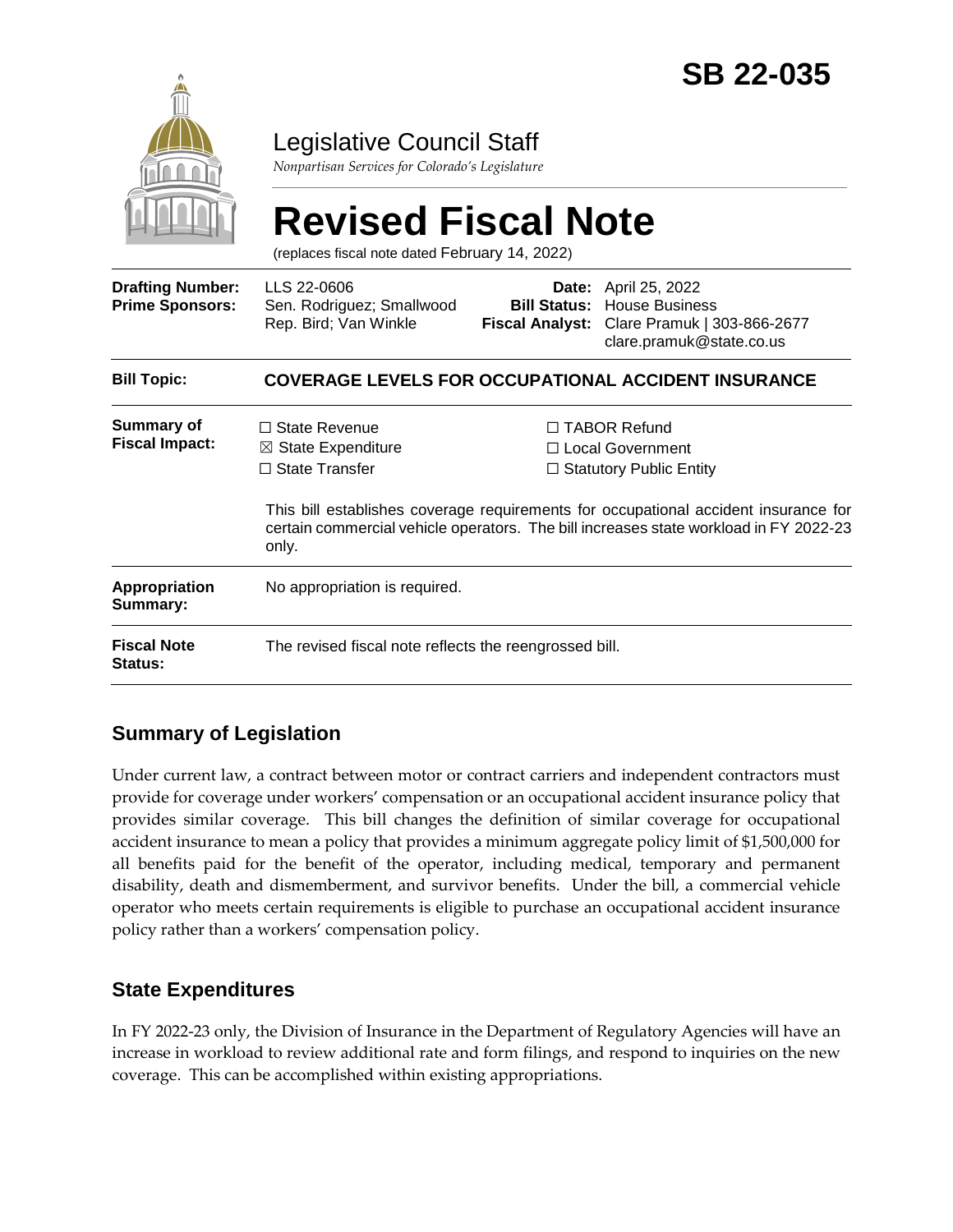# SB 22-035

Legislative Council Staff

*Nonpartisan Services for Colorado's Legislature*

# Revised Fiscal Note

(replaces fiscal note dated February 14, 2022)

| | | | |
|---|---|---|---|
| **Drafting Number:** | LLS 22-0606 | **Date:** | April 25, 2022 |
| **Prime Sponsors:** | Sen. Rodriguez; Smallwood<br>Rep. Bird; Van Winkle | **Bill Status:** | House Business |
| | | **Fiscal Analyst:** | Clare Pramuk \| 303-866-2677<br>clare.pramuk@state.co.us |

| | |
|---|---|
| **Bill Topic:** | **COVERAGE LEVELS FOR OCCUPATIONAL ACCIDENT INSURANCE** |
| **Summary of Fiscal Impact:** | ☐ State Revenue ☒ State Expenditure ☐ State Transfer ☐ TABOR Refund ☐ Local Government ☐ Statutory Public Entity<br><br>This bill establishes coverage requirements for occupational accident insurance for certain commercial vehicle operators. The bill increases state workload in FY 2022-23 only. |
| **Appropriation Summary:** | No appropriation is required. |
| **Fiscal Note Status:** | The revised fiscal note reflects the reengrossed bill. |

## Summary of Legislation

Under current law, a contract between motor or contract carriers and independent contractors must provide for coverage under workers' compensation or an occupational accident insurance policy that provides similar coverage. This bill changes the definition of similar coverage for occupational accident insurance to mean a policy that provides a minimum aggregate policy limit of $1,500,000 for all benefits paid for the benefit of the operator, including medical, temporary and permanent disability, death and dismemberment, and survivor benefits. Under the bill, a commercial vehicle operator who meets certain requirements is eligible to purchase an occupational accident insurance policy rather than a workers' compensation policy.

## State Expenditures

In FY 2022-23 only, the Division of Insurance in the Department of Regulatory Agencies will have an increase in workload to review additional rate and form filings, and respond to inquiries on the new coverage. This can be accomplished within existing appropriations.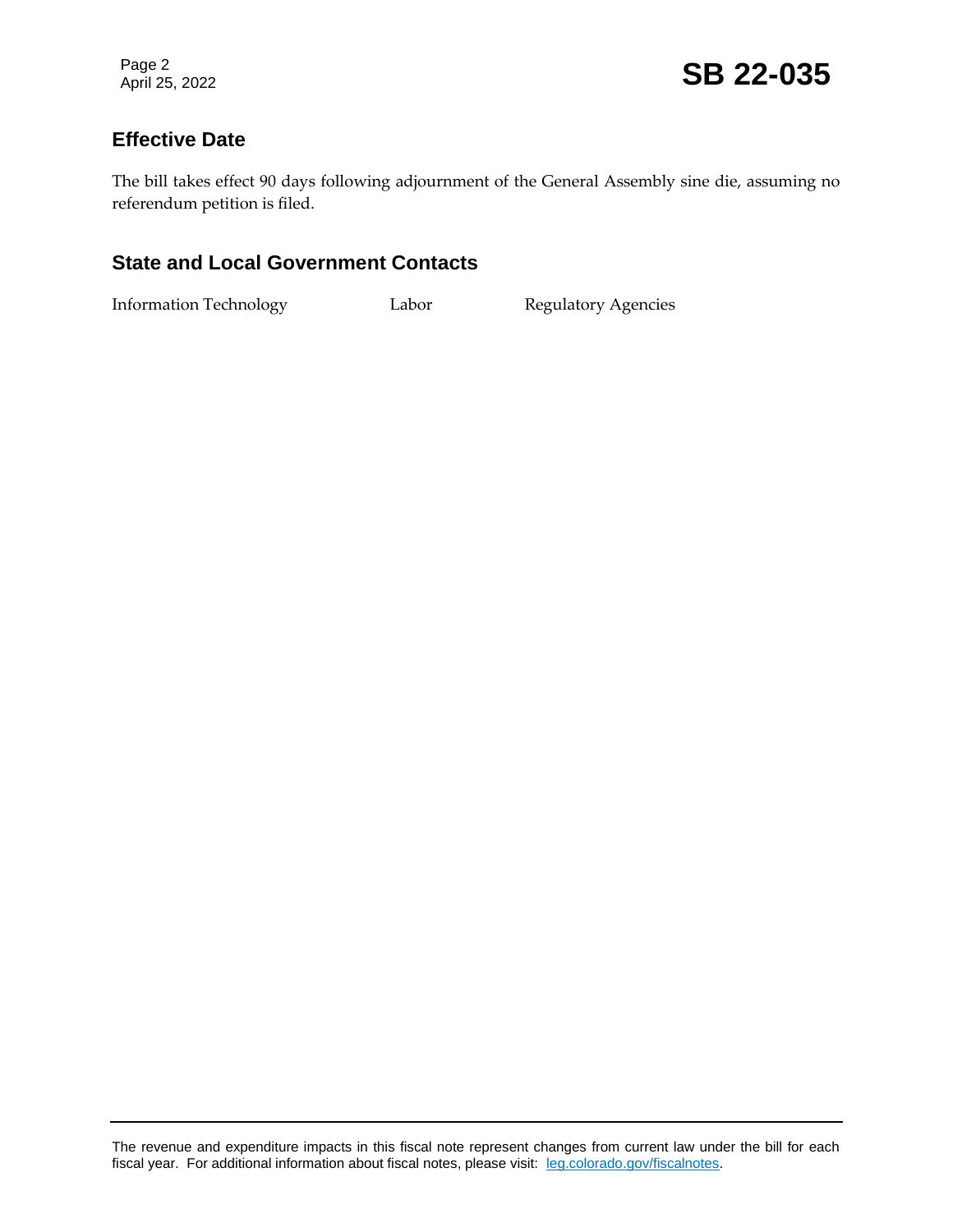## Effective Date

The bill takes effect 90 days following adjournment of the General Assembly sine die, assuming no referendum petition is filed.

## State and Local Government Contacts

| | | |
|---|---|---|
| Information Technology | Labor | Regulatory Agencies |

The revenue and expenditure impacts in this fiscal note represent changes from current law under the bill for each fiscal year. For additional information about fiscal notes, please visit: leg.colorado.gov/fiscalnotes.